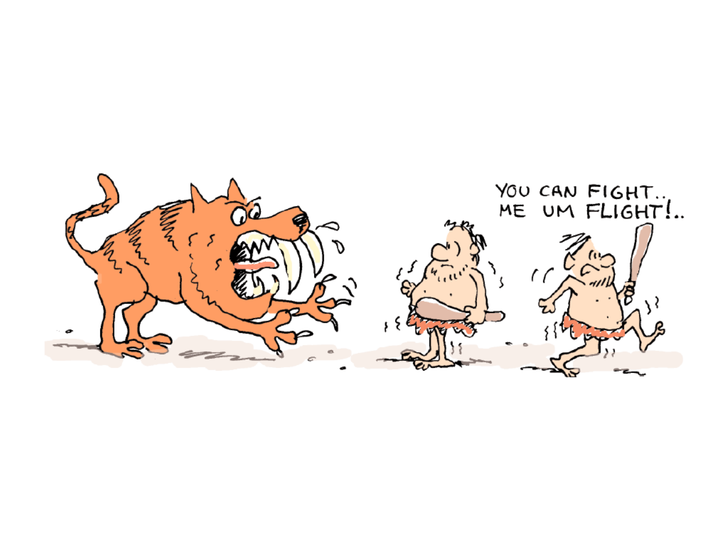YOU CAN FIGHT..
ME UM FLIGHT!..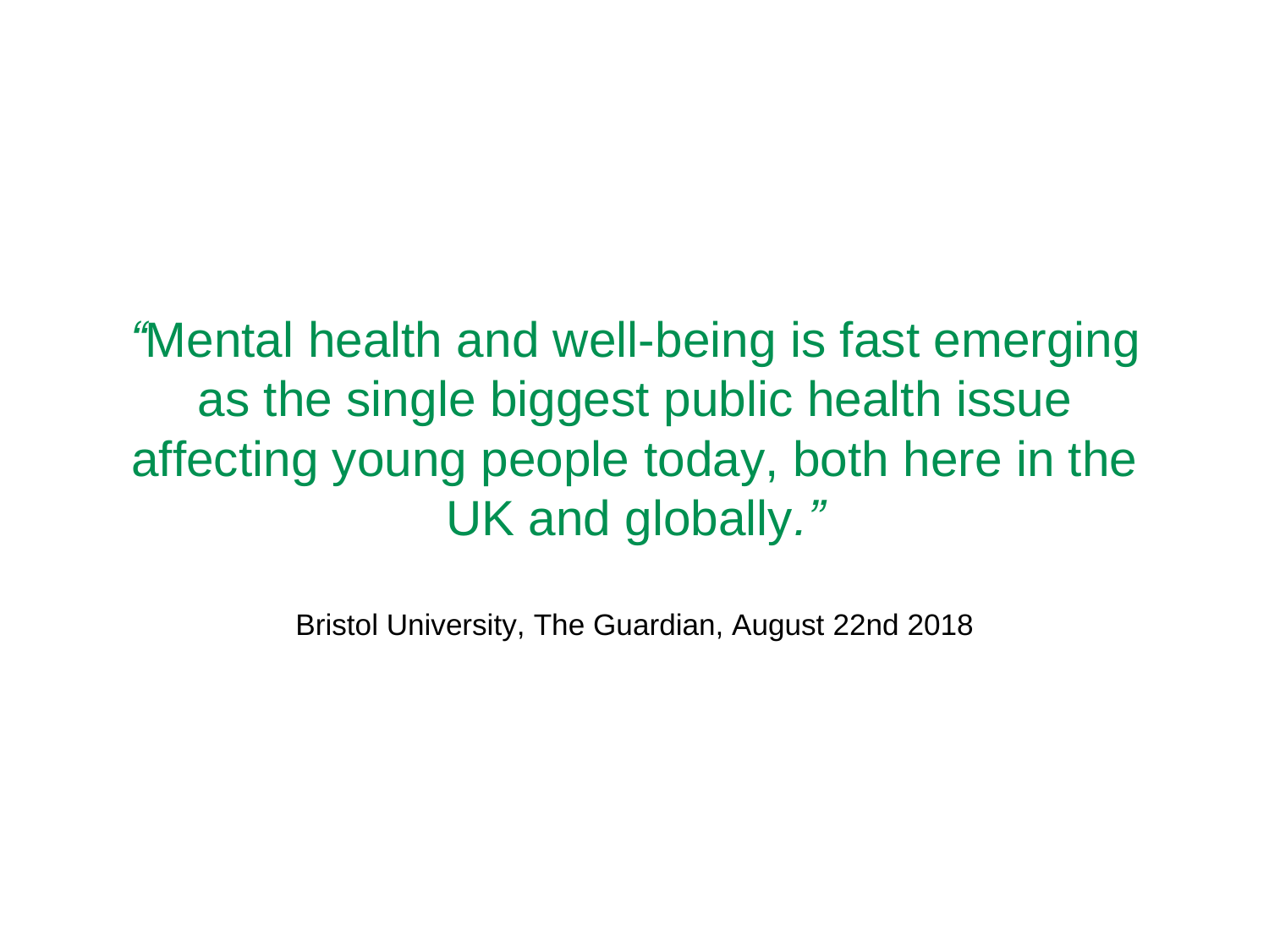"Mental health and well-being is fast emerging as the single biggest public health issue affecting young people today, both here in the UK and globally."

Bristol University, The Guardian, August 22nd 2018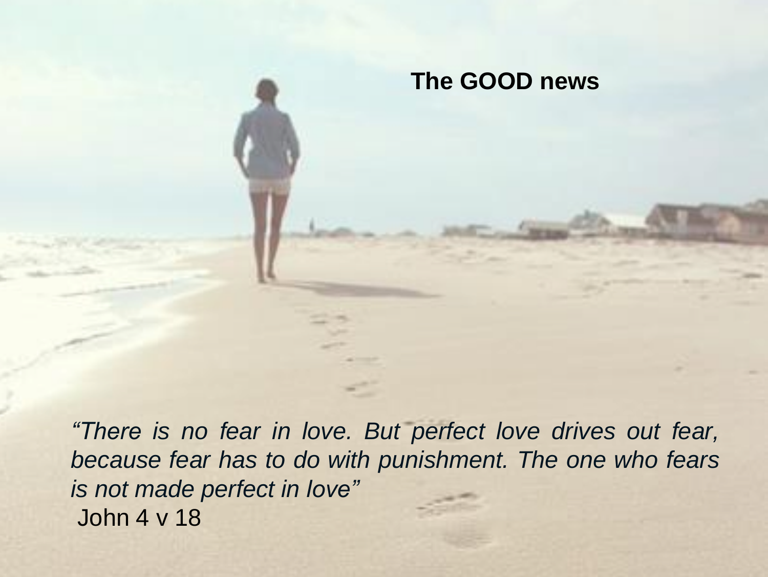**The GOOD news**

*"There is no fear in love. But perfect love drives out fear, because fear has to do with punishment. The one who fears is not made perfect in love"*
John 4 v 18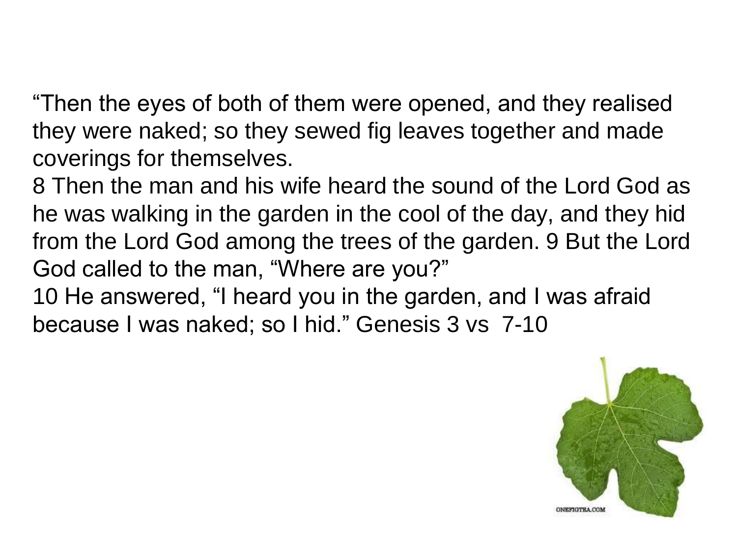“Then the eyes of both of them were opened, and they realised they were naked; so they sewed fig leaves together and made coverings for themselves.

8 Then the man and his wife heard the sound of the Lord God as he was walking in the garden in the cool of the day, and they hid from the Lord God among the trees of the garden. 9 But the Lord God called to the man, “Where are you?”

10 He answered, “I heard you in the garden, and I was afraid because I was naked; so I hid.” Genesis 3 vs 7-10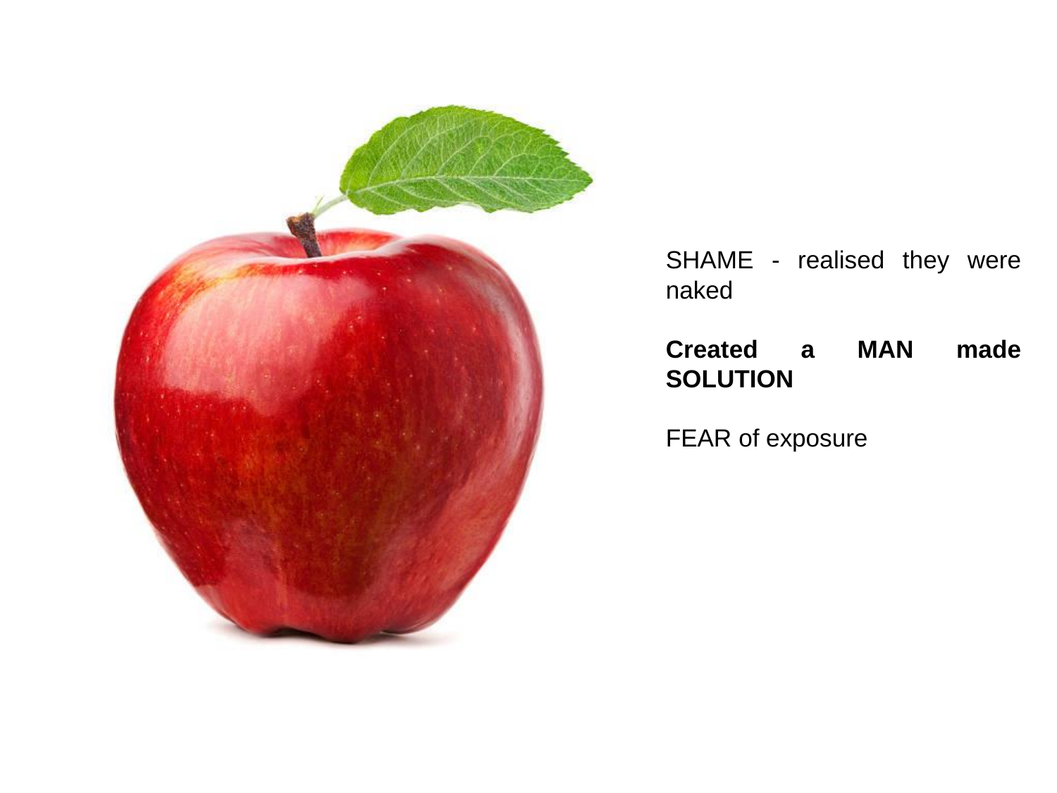SHAME - realised they were naked

**Created a MAN made SOLUTION**

FEAR of exposure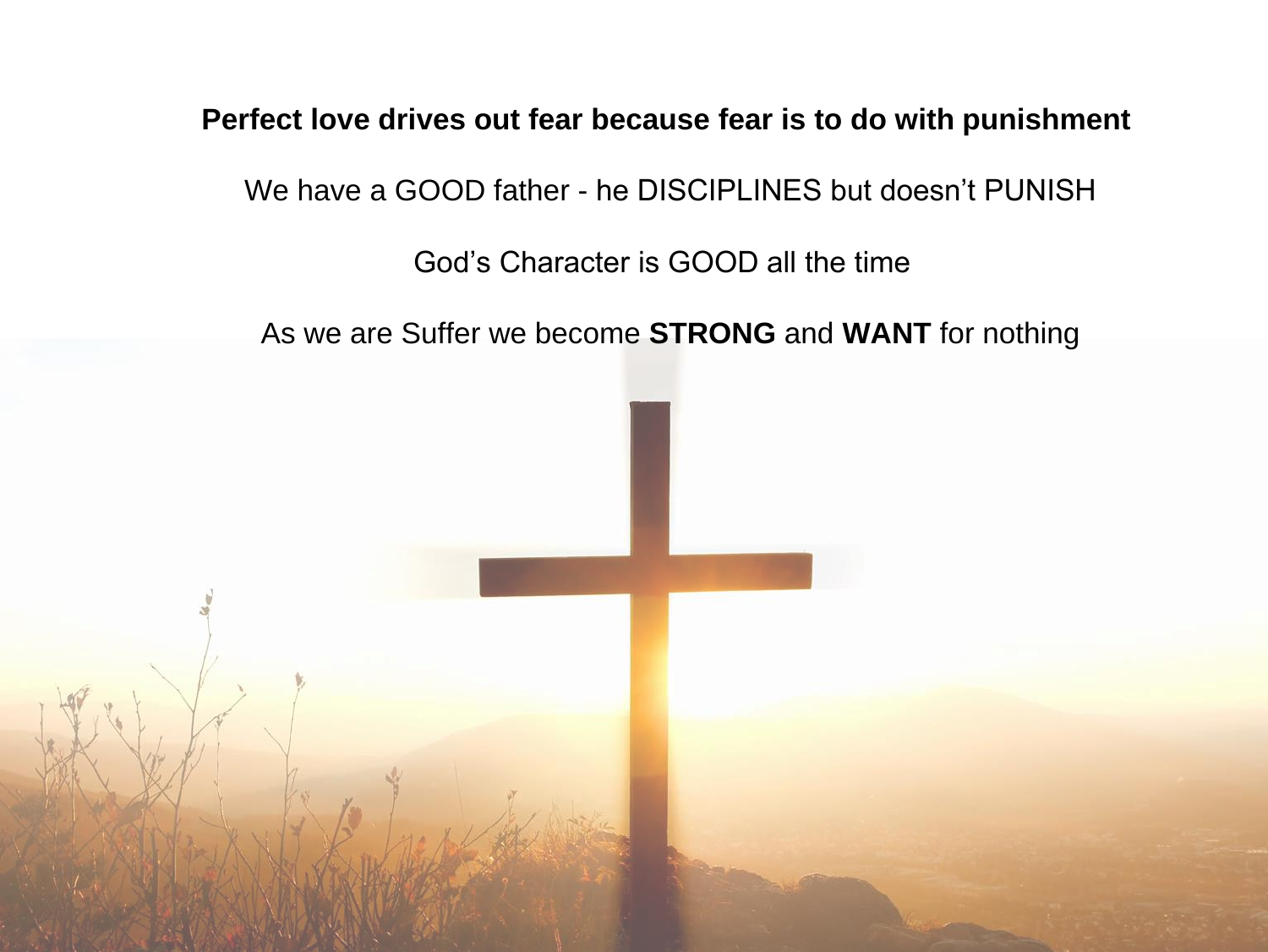**Perfect love drives out fear because fear is to do with punishment**

We have a GOOD father - he DISCIPLINES but doesn't PUNISH

God's Character is GOOD all the time

As we are Suffer we become **STRONG** and **WANT** for nothing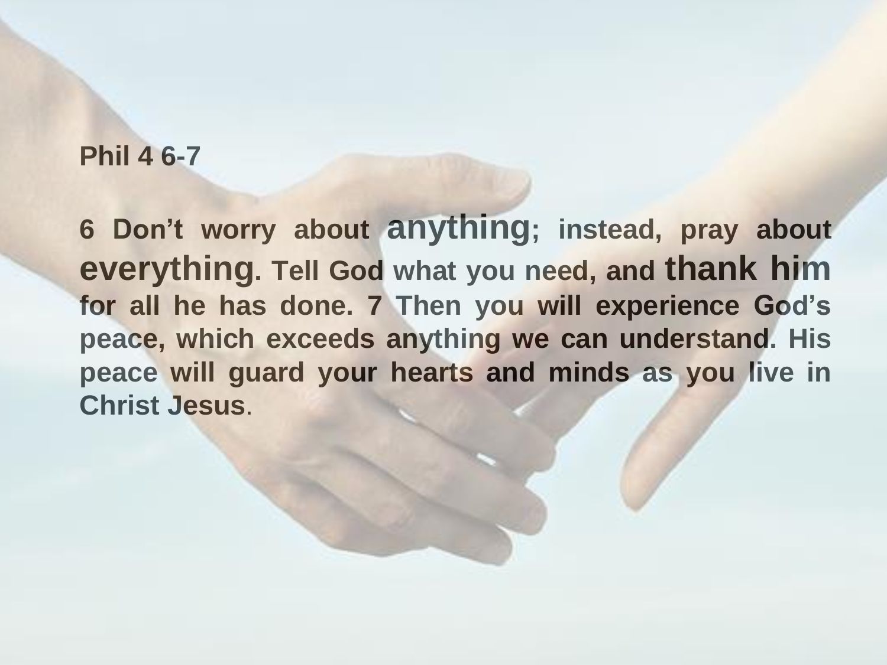**Phil 4 6-7**

**6 Don’t worry about anything; instead, pray about everything. Tell God what you need, and thank him for all he has done. 7 Then you will experience God’s peace, which exceeds anything we can understand. His peace will guard your hearts and minds as you live in Christ Jesus.**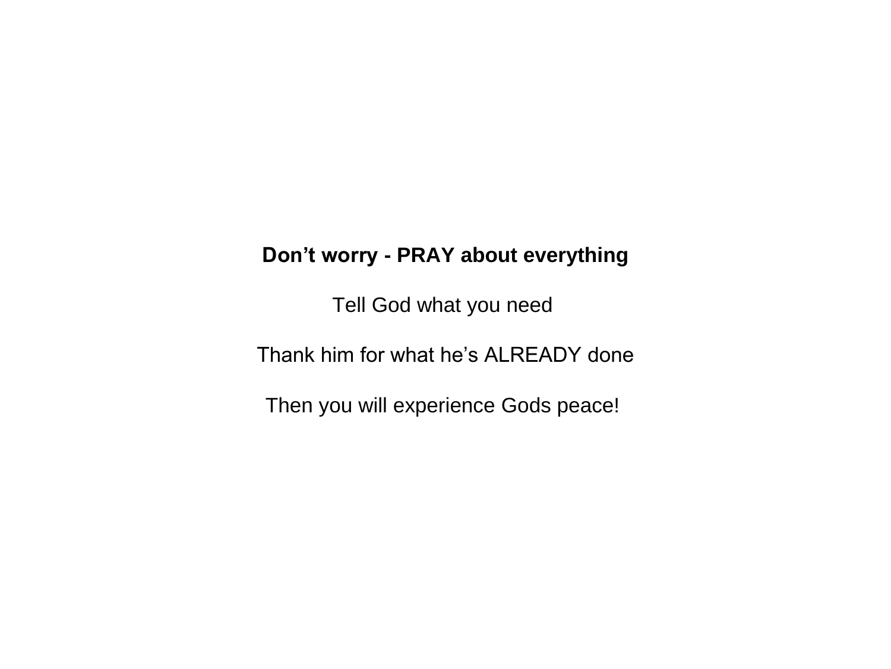**Don’t worry - PRAY about everything**

Tell God what you need

Thank him for what he’s ALREADY done

Then you will experience Gods peace!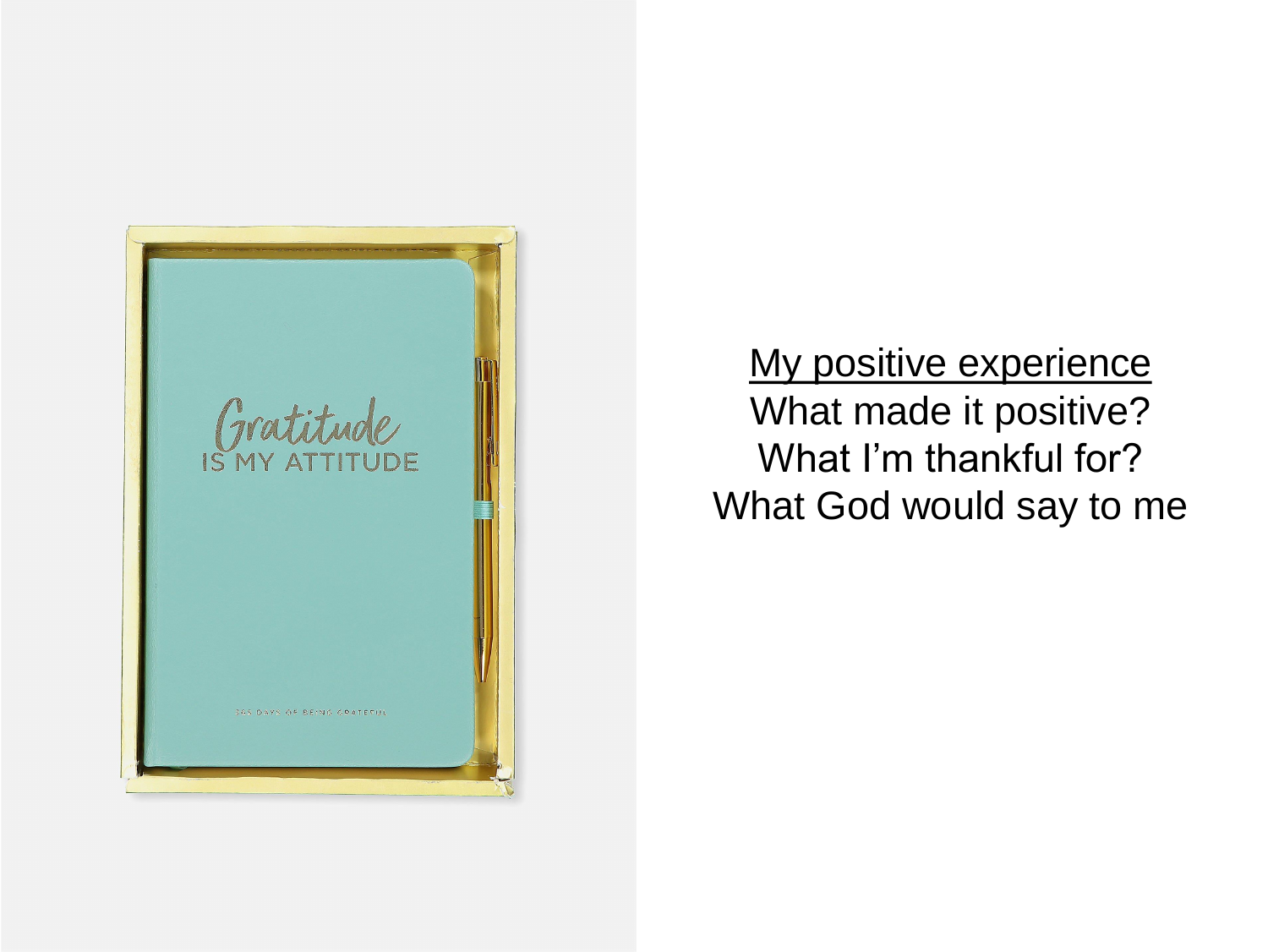<u>My positive experience</u>

What made it positive?

What I'm thankful for?

What God would say to me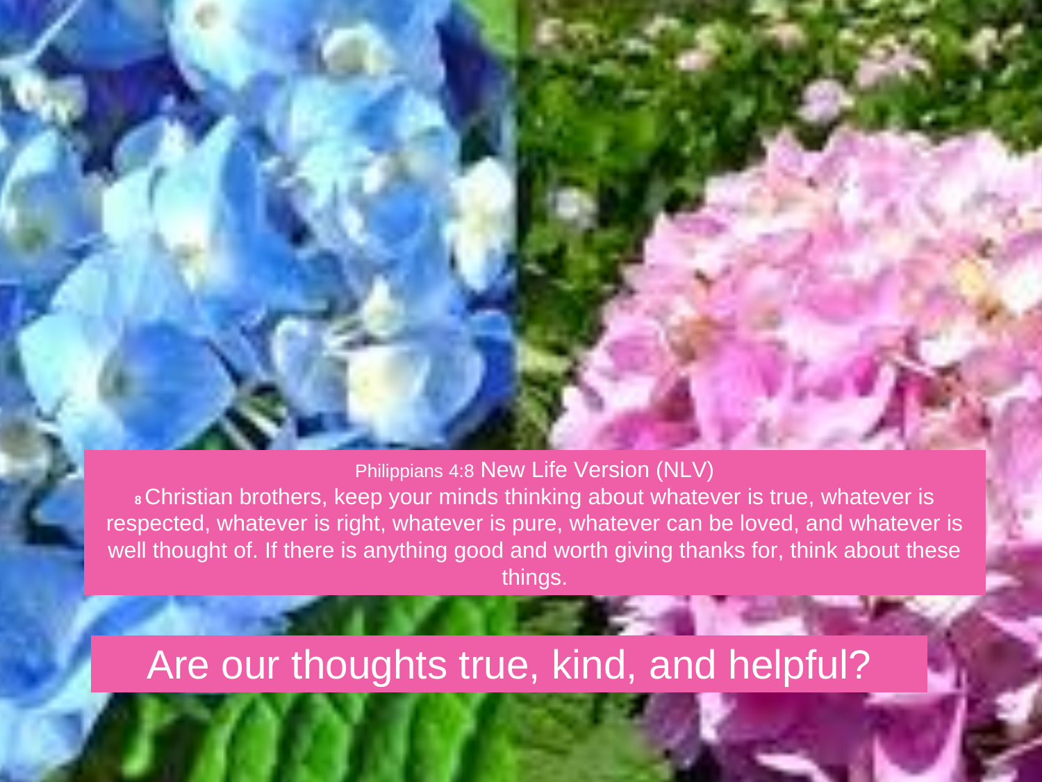Philippians 4:8 New Life Version (NLV)

8 Christian brothers, keep your minds thinking about whatever is true, whatever is respected, whatever is right, whatever is pure, whatever can be loved, and whatever is well thought of. If there is anything good and worth giving thanks for, think about these things.

## Are our thoughts true, kind, and helpful?